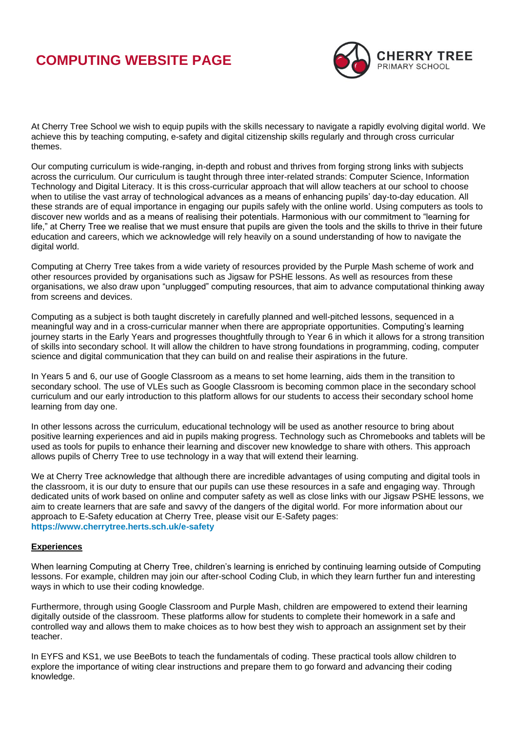# COMPUTING WEBSITE PAGE

CHERRY TREE
PRIMARY SCHOOL

At Cherry Tree School we wish to equip pupils with the skills necessary to navigate a rapidly evolving digital world. We achieve this by teaching computing, e-safety and digital citizenship skills regularly and through cross curricular themes.

Our computing curriculum is wide-ranging, in-depth and robust and thrives from forging strong links with subjects across the curriculum. Our curriculum is taught through three inter-related strands: Computer Science, Information Technology and Digital Literacy. It is this cross-curricular approach that will allow teachers at our school to choose when to utilise the vast array of technological advances as a means of enhancing pupils' day-to-day education. All these strands are of equal importance in engaging our pupils safely with the online world. Using computers as tools to discover new worlds and as a means of realising their potentials. Harmonious with our commitment to "learning for life," at Cherry Tree we realise that we must ensure that pupils are given the tools and the skills to thrive in their future education and careers, which we acknowledge will rely heavily on a sound understanding of how to navigate the digital world.

Computing at Cherry Tree takes from a wide variety of resources provided by the Purple Mash scheme of work and other resources provided by organisations such as Jigsaw for PSHE lessons. As well as resources from these organisations, we also draw upon "unplugged" computing resources, that aim to advance computational thinking away from screens and devices.

Computing as a subject is both taught discretely in carefully planned and well-pitched lessons, sequenced in a meaningful way and in a cross-curricular manner when there are appropriate opportunities. Computing's learning journey starts in the Early Years and progresses thoughtfully through to Year 6 in which it allows for a strong transition of skills into secondary school. It will allow the children to have strong foundations in programming, coding, computer science and digital communication that they can build on and realise their aspirations in the future.

In Years 5 and 6, our use of Google Classroom as a means to set home learning, aids them in the transition to secondary school. The use of VLEs such as Google Classroom is becoming common place in the secondary school curriculum and our early introduction to this platform allows for our students to access their secondary school home learning from day one.

In other lessons across the curriculum, educational technology will be used as another resource to bring about positive learning experiences and aid in pupils making progress. Technology such as Chromebooks and tablets will be used as tools for pupils to enhance their learning and discover new knowledge to share with others. This approach allows pupils of Cherry Tree to use technology in a way that will extend their learning.

We at Cherry Tree acknowledge that although there are incredible advantages of using computing and digital tools in the classroom, it is our duty to ensure that our pupils can use these resources in a safe and engaging way. Through dedicated units of work based on online and computer safety as well as close links with our Jigsaw PSHE lessons, we aim to create learners that are safe and savvy of the dangers of the digital world. For more information about our approach to E-Safety education at Cherry Tree, please visit our E-Safety pages:
**https://www.cherrytree.herts.sch.uk/e-safety**

## Experiences

When learning Computing at Cherry Tree, children's learning is enriched by continuing learning outside of Computing lessons. For example, children may join our after-school Coding Club, in which they learn further fun and interesting ways in which to use their coding knowledge.

Furthermore, through using Google Classroom and Purple Mash, children are empowered to extend their learning digitally outside of the classroom. These platforms allow for students to complete their homework in a safe and controlled way and allows them to make choices as to how best they wish to approach an assignment set by their teacher.

In EYFS and KS1, we use BeeBots to teach the fundamentals of coding. These practical tools allow children to explore the importance of witing clear instructions and prepare them to go forward and advancing their coding knowledge.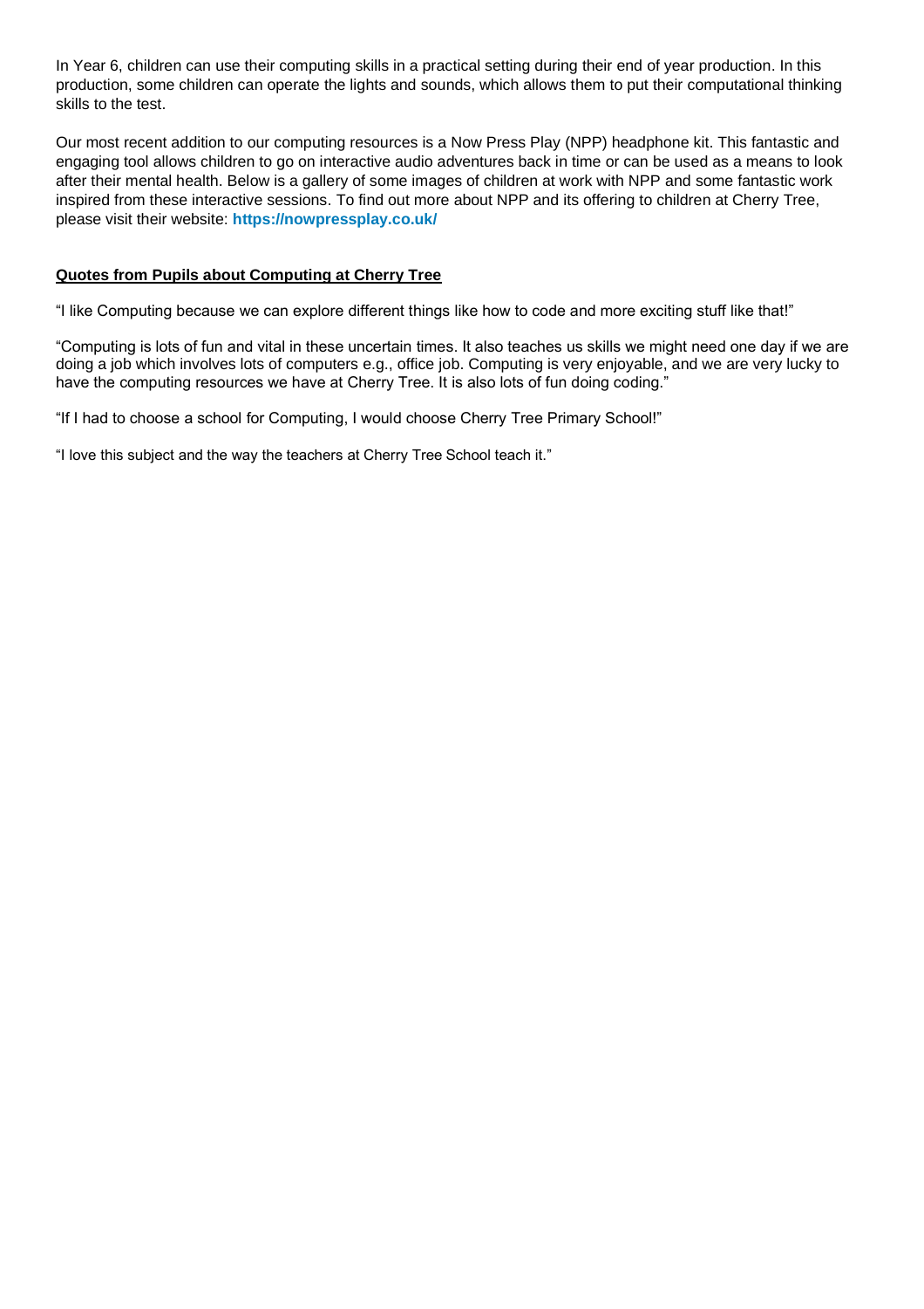In Year 6, children can use their computing skills in a practical setting during their end of year production. In this production, some children can operate the lights and sounds, which allows them to put their computational thinking skills to the test.

Our most recent addition to our computing resources is a Now Press Play (NPP) headphone kit. This fantastic and engaging tool allows children to go on interactive audio adventures back in time or can be used as a means to look after their mental health. Below is a gallery of some images of children at work with NPP and some fantastic work inspired from these interactive sessions. To find out more about NPP and its offering to children at Cherry Tree, please visit their website: **https://nowpressplay.co.uk/**

**Quotes from Pupils about Computing at Cherry Tree**

"I like Computing because we can explore different things like how to code and more exciting stuff like that!"

"Computing is lots of fun and vital in these uncertain times. It also teaches us skills we might need one day if we are doing a job which involves lots of computers e.g., office job. Computing is very enjoyable, and we are very lucky to have the computing resources we have at Cherry Tree. It is also lots of fun doing coding."

"If I had to choose a school for Computing, I would choose Cherry Tree Primary School!"

"I love this subject and the way the teachers at Cherry Tree School teach it."